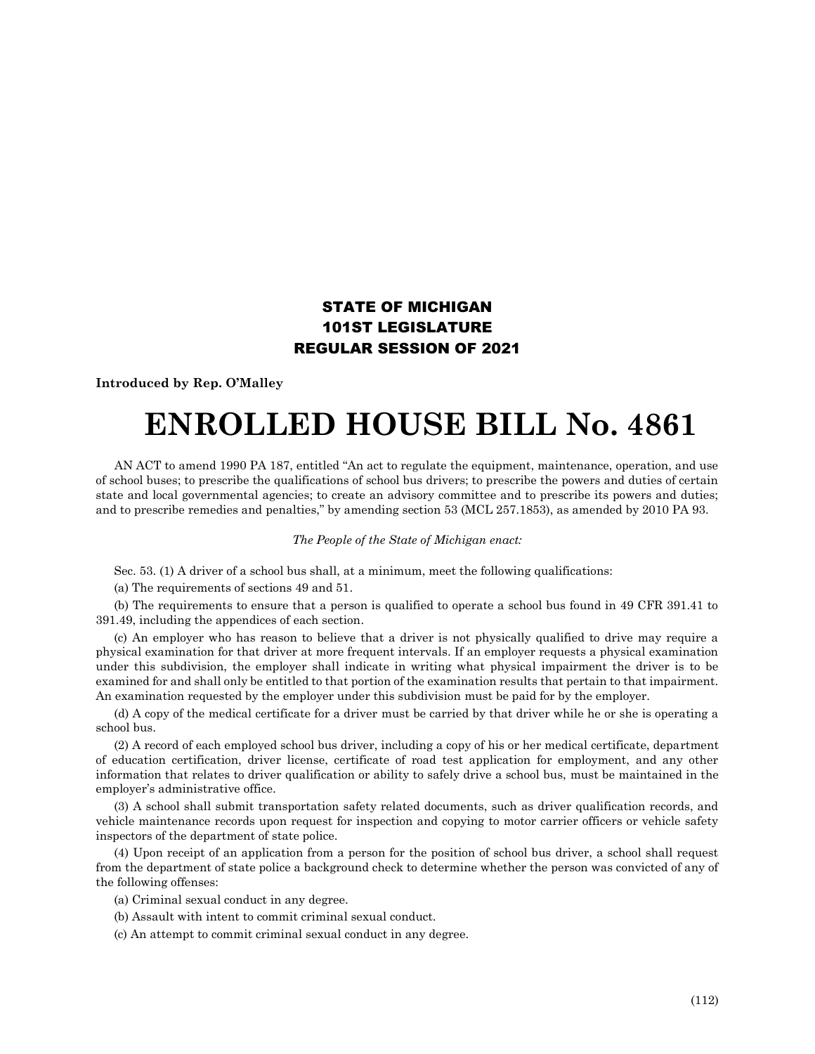**STATE OF MICHIGAN**
**101ST LEGISLATURE**
**REGULAR SESSION OF 2021**

**Introduced by Rep. O'Malley**

# ENROLLED HOUSE BILL No. 4861

AN ACT to amend 1990 PA 187, entitled "An act to regulate the equipment, maintenance, operation, and use of school buses; to prescribe the qualifications of school bus drivers; to prescribe the powers and duties of certain state and local governmental agencies; to create an advisory committee and to prescribe its powers and duties; and to prescribe remedies and penalties," by amending section 53 (MCL 257.1853), as amended by 2010 PA 93.

*The People of the State of Michigan enact:*

Sec. 53. (1) A driver of a school bus shall, at a minimum, meet the following qualifications:

(a) The requirements of sections 49 and 51.

(b) The requirements to ensure that a person is qualified to operate a school bus found in 49 CFR 391.41 to 391.49, including the appendices of each section.

(c) An employer who has reason to believe that a driver is not physically qualified to drive may require a physical examination for that driver at more frequent intervals. If an employer requests a physical examination under this subdivision, the employer shall indicate in writing what physical impairment the driver is to be examined for and shall only be entitled to that portion of the examination results that pertain to that impairment. An examination requested by the employer under this subdivision must be paid for by the employer.

(d) A copy of the medical certificate for a driver must be carried by that driver while he or she is operating a school bus.

(2) A record of each employed school bus driver, including a copy of his or her medical certificate, department of education certification, driver license, certificate of road test application for employment, and any other information that relates to driver qualification or ability to safely drive a school bus, must be maintained in the employer's administrative office.

(3) A school shall submit transportation safety related documents, such as driver qualification records, and vehicle maintenance records upon request for inspection and copying to motor carrier officers or vehicle safety inspectors of the department of state police.

(4) Upon receipt of an application from a person for the position of school bus driver, a school shall request from the department of state police a background check to determine whether the person was convicted of any of the following offenses:

(a) Criminal sexual conduct in any degree.

(b) Assault with intent to commit criminal sexual conduct.

(c) An attempt to commit criminal sexual conduct in any degree.

(112)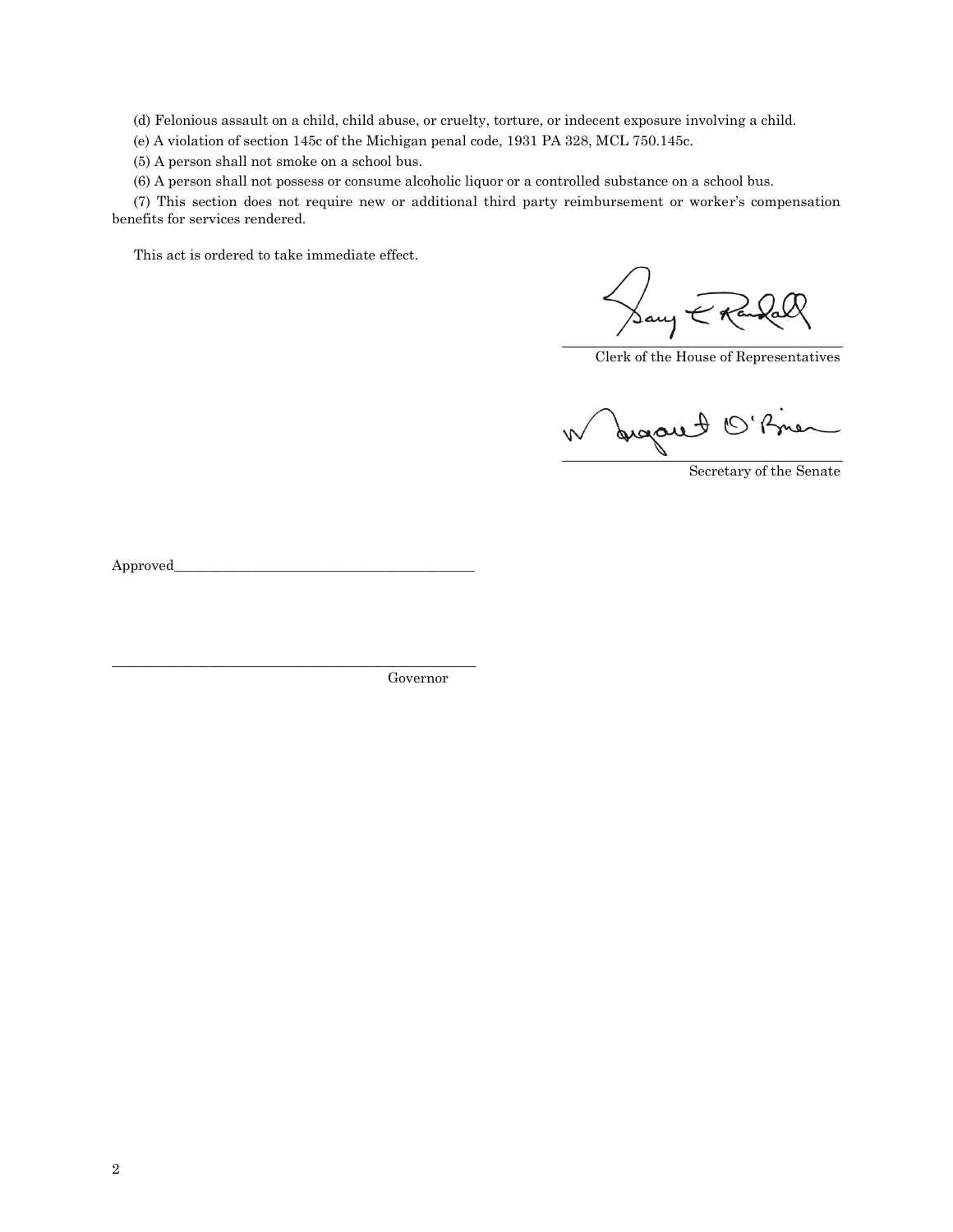(d) Felonious assault on a child, child abuse, or cruelty, torture, or indecent exposure involving a child.

(e) A violation of section 145c of the Michigan penal code, 1931 PA 328, MCL 750.145c.

(5) A person shall not smoke on a school bus.

(6) A person shall not possess or consume alcoholic liquor or a controlled substance on a school bus.

(7) This section does not require new or additional third party reimbursement or worker's compensation benefits for services rendered.

This act is ordered to take immediate effect.

Clerk of the House of Representatives

Secretary of the Senate

Approved\_\_\_\_\_\_\_\_\_\_\_\_\_\_\_\_\_\_\_\_\_\_\_\_\_\_\_\_\_\_\_\_\_\_\_\_\_\_\_\_

\_\_\_\_\_\_\_\_\_\_\_\_\_\_\_\_\_\_\_\_\_\_\_\_\_\_\_\_\_\_\_\_\_\_\_\_\_\_\_\_\_\_\_\_\_\_\_\_

Governor